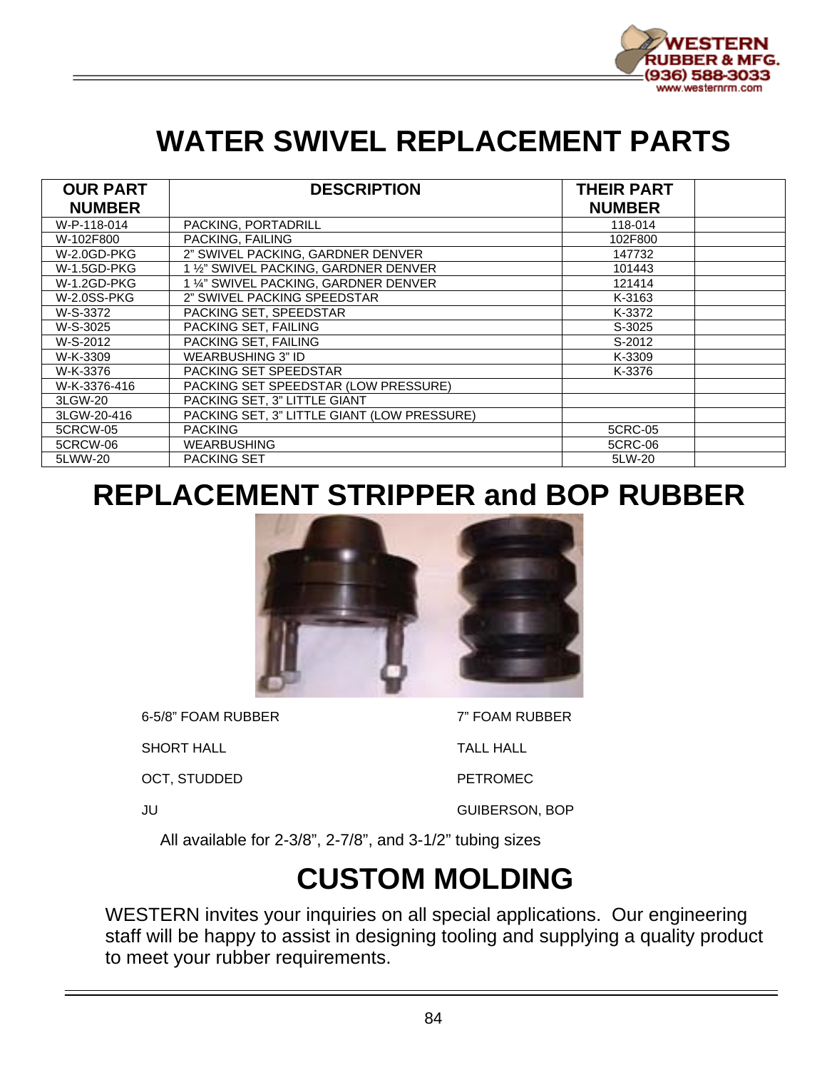# WATER SWIVEL REPLACEMENT PARTS

| OUR PART NUMBER | DESCRIPTION | THEIR PART NUMBER | |
|---|---|---|---|
| W-P-118-014 | PACKING, PORTADRILL | 118-014 | |
| W-102F800 | PACKING, FAILING | 102F800 | |
| W-2.0GD-PKG | 2" SWIVEL PACKING, GARDNER DENVER | 147732 | |
| W-1.5GD-PKG | 1 ½" SWIVEL PACKING, GARDNER DENVER | 101443 | |
| W-1.2GD-PKG | 1 ¼" SWIVEL PACKING, GARDNER DENVER | 121414 | |
| W-2.0SS-PKG | 2" SWIVEL PACKING SPEEDSTAR | K-3163 | |
| W-S-3372 | PACKING SET, SPEEDSTAR | K-3372 | |
| W-S-3025 | PACKING SET, FAILING | S-3025 | |
| W-S-2012 | PACKING SET, FAILING | S-2012 | |
| W-K-3309 | WEARBUSHING 3" ID | K-3309 | |
| W-K-3376 | PACKING SET SPEEDSTAR | K-3376 | |
| W-K-3376-416 | PACKING SET SPEEDSTAR (LOW PRESSURE) | | |
| 3LGW-20 | PACKING SET, 3" LITTLE GIANT | | |
| 3LGW-20-416 | PACKING SET, 3" LITTLE GIANT (LOW PRESSURE) | | |
| 5CRCW-05 | PACKING | 5CRC-05 | |
| 5CRCW-06 | WEARBUSHING | 5CRC-06 | |
| 5LWW-20 | PACKING SET | 5LW-20 | |

# REPLACEMENT STRIPPER and BOP RUBBER

6-5/8" FOAM RUBBER

7" FOAM RUBBER

SHORT HALL

TALL HALL

OCT, STUDDED

PETROMEC

JU

GUIBERSON, BOP

All available for 2-3/8", 2-7/8", and 3-1/2" tubing sizes

# CUSTOM MOLDING

WESTERN invites your inquiries on all special applications. Our engineering staff will be happy to assist in designing tooling and supplying a quality product to meet your rubber requirements.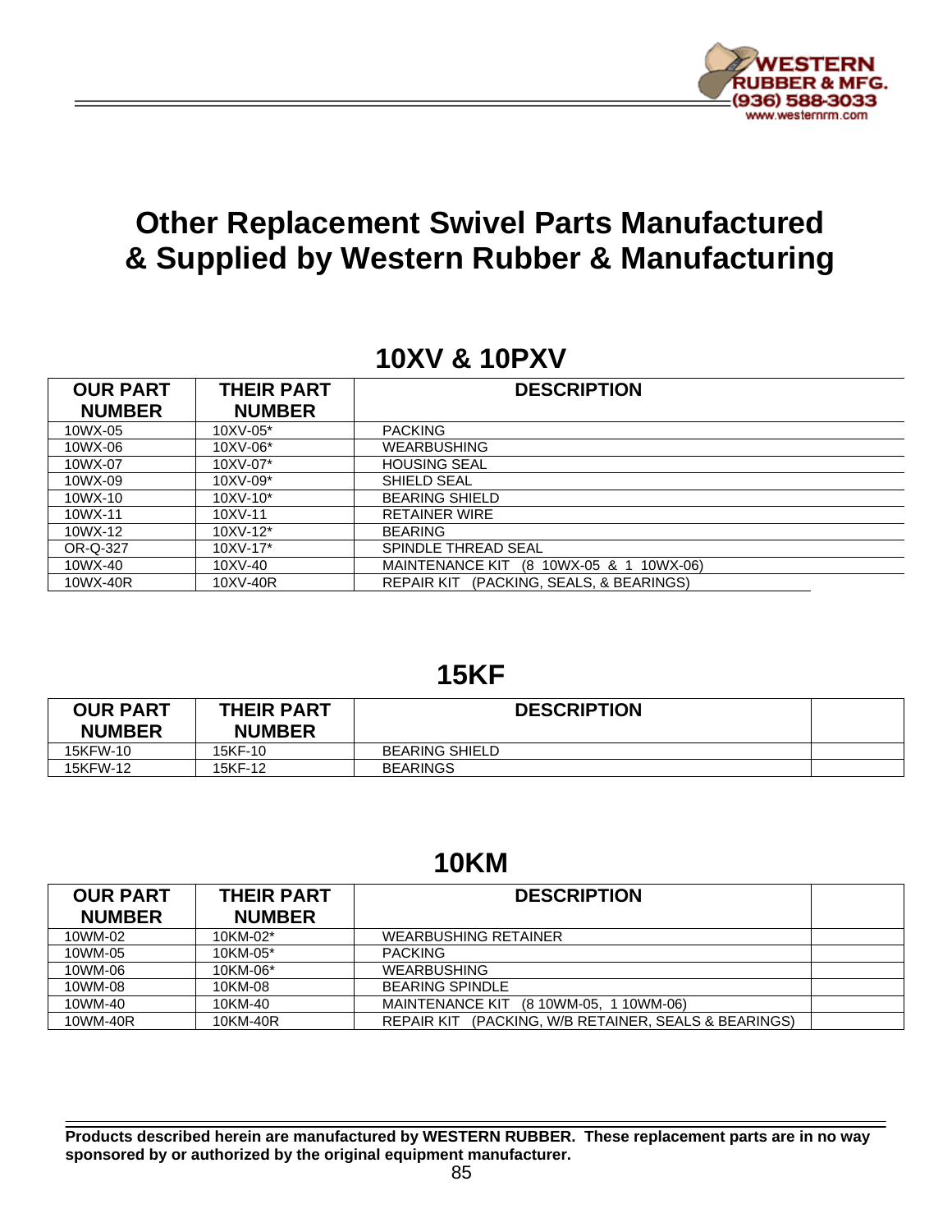# Other Replacement Swivel Parts Manufactured & Supplied by Western Rubber & Manufacturing

## 10XV & 10PXV

| OUR PART NUMBER | THEIR PART NUMBER | DESCRIPTION |
|---|---|---|
| 10WX-05 | 10XV-05* | PACKING |
| 10WX-06 | 10XV-06* | WEARBUSHING |
| 10WX-07 | 10XV-07* | HOUSING SEAL |
| 10WX-09 | 10XV-09* | SHIELD SEAL |
| 10WX-10 | 10XV-10* | BEARING SHIELD |
| 10WX-11 | 10XV-11 | RETAINER WIRE |
| 10WX-12 | 10XV-12* | BEARING |
| OR-Q-327 | 10XV-17* | SPINDLE THREAD SEAL |
| 10WX-40 | 10XV-40 | MAINTENANCE KIT (8 10WX-05 & 1 10WX-06) |
| 10WX-40R | 10XV-40R | REPAIR KIT (PACKING, SEALS, & BEARINGS) |

## 15KF

| OUR PART NUMBER | THEIR PART NUMBER | DESCRIPTION | |
|---|---|---|---|
| 15KFW-10 | 15KF-10 | BEARING SHIELD | |
| 15KFW-12 | 15KF-12 | BEARINGS | |

## 10KM

| OUR PART NUMBER | THEIR PART NUMBER | DESCRIPTION | |
|---|---|---|---|
| 10WM-02 | 10KM-02* | WEARBUSHING RETAINER | |
| 10WM-05 | 10KM-05* | PACKING | |
| 10WM-06 | 10KM-06* | WEARBUSHING | |
| 10WM-08 | 10KM-08 | BEARING SPINDLE | |
| 10WM-40 | 10KM-40 | MAINTENANCE KIT (8 10WM-05, 1 10WM-06) | |
| 10WM-40R | 10KM-40R | REPAIR KIT (PACKING, W/B RETAINER, SEALS & BEARINGS) | |

**Products described herein are manufactured by WESTERN RUBBER. These replacement parts are in no way sponsored by or authorized by the original equipment manufacturer.**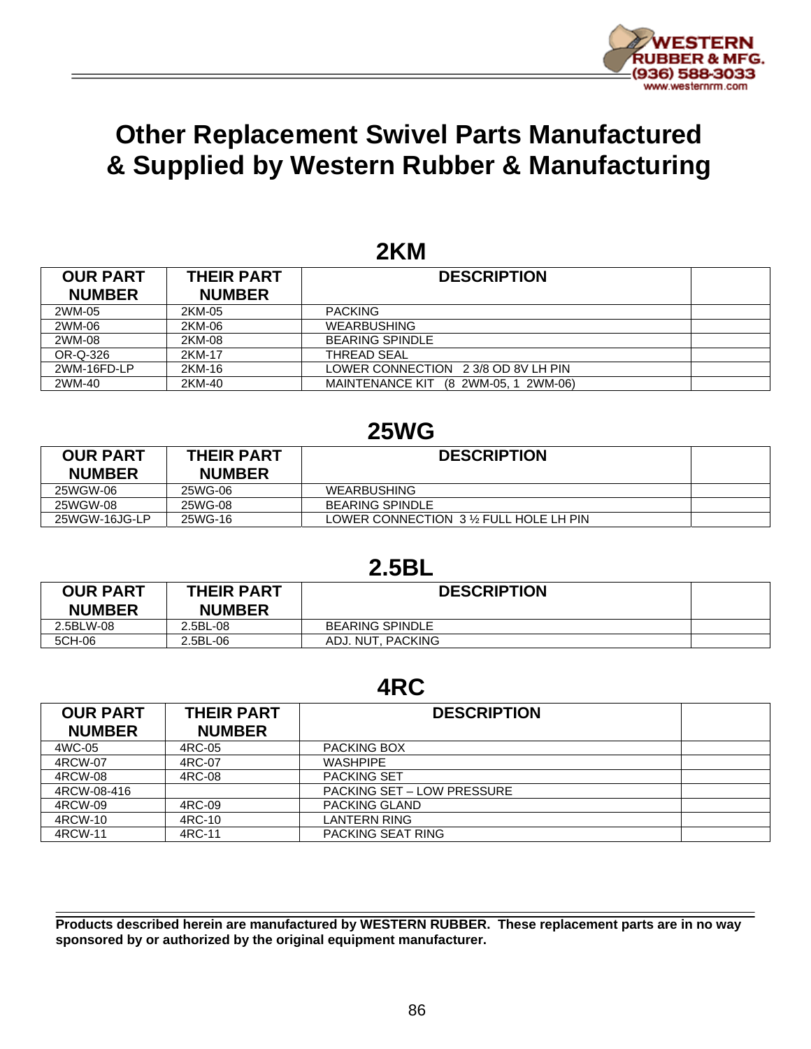# Other Replacement Swivel Parts Manufactured & Supplied by Western Rubber & Manufacturing

## 2KM

| OUR PART NUMBER | THEIR PART NUMBER | DESCRIPTION | |
|---|---|---|---|
| 2WM-05 | 2KM-05 | PACKING | |
| 2WM-06 | 2KM-06 | WEARBUSHING | |
| 2WM-08 | 2KM-08 | BEARING SPINDLE | |
| OR-Q-326 | 2KM-17 | THREAD SEAL | |
| 2WM-16FD-LP | 2KM-16 | LOWER CONNECTION 2 3/8 OD 8V LH PIN | |
| 2WM-40 | 2KM-40 | MAINTENANCE KIT (8 2WM-05, 1 2WM-06) | |

## 25WG

| OUR PART NUMBER | THEIR PART NUMBER | DESCRIPTION | |
|---|---|---|---|
| 25WGW-06 | 25WG-06 | WEARBUSHING | |
| 25WGW-08 | 25WG-08 | BEARING SPINDLE | |
| 25WGW-16JG-LP | 25WG-16 | LOWER CONNECTION 3 ½ FULL HOLE LH PIN | |

## 2.5BL

| OUR PART NUMBER | THEIR PART NUMBER | DESCRIPTION | |
|---|---|---|---|
| 2.5BLW-08 | 2.5BL-08 | BEARING SPINDLE | |
| 5CH-06 | 2.5BL-06 | ADJ. NUT, PACKING | |

## 4RC

| OUR PART NUMBER | THEIR PART NUMBER | DESCRIPTION | |
|---|---|---|---|
| 4WC-05 | 4RC-05 | PACKING BOX | |
| 4RCW-07 | 4RC-07 | WASHPIPE | |
| 4RCW-08 | 4RC-08 | PACKING SET | |
| 4RCW-08-416 | | PACKING SET – LOW PRESSURE | |
| 4RCW-09 | 4RC-09 | PACKING GLAND | |
| 4RCW-10 | 4RC-10 | LANTERN RING | |
| 4RCW-11 | 4RC-11 | PACKING SEAT RING | |

**Products described herein are manufactured by WESTERN RUBBER. These replacement parts are in no way sponsored by or authorized by the original equipment manufacturer.**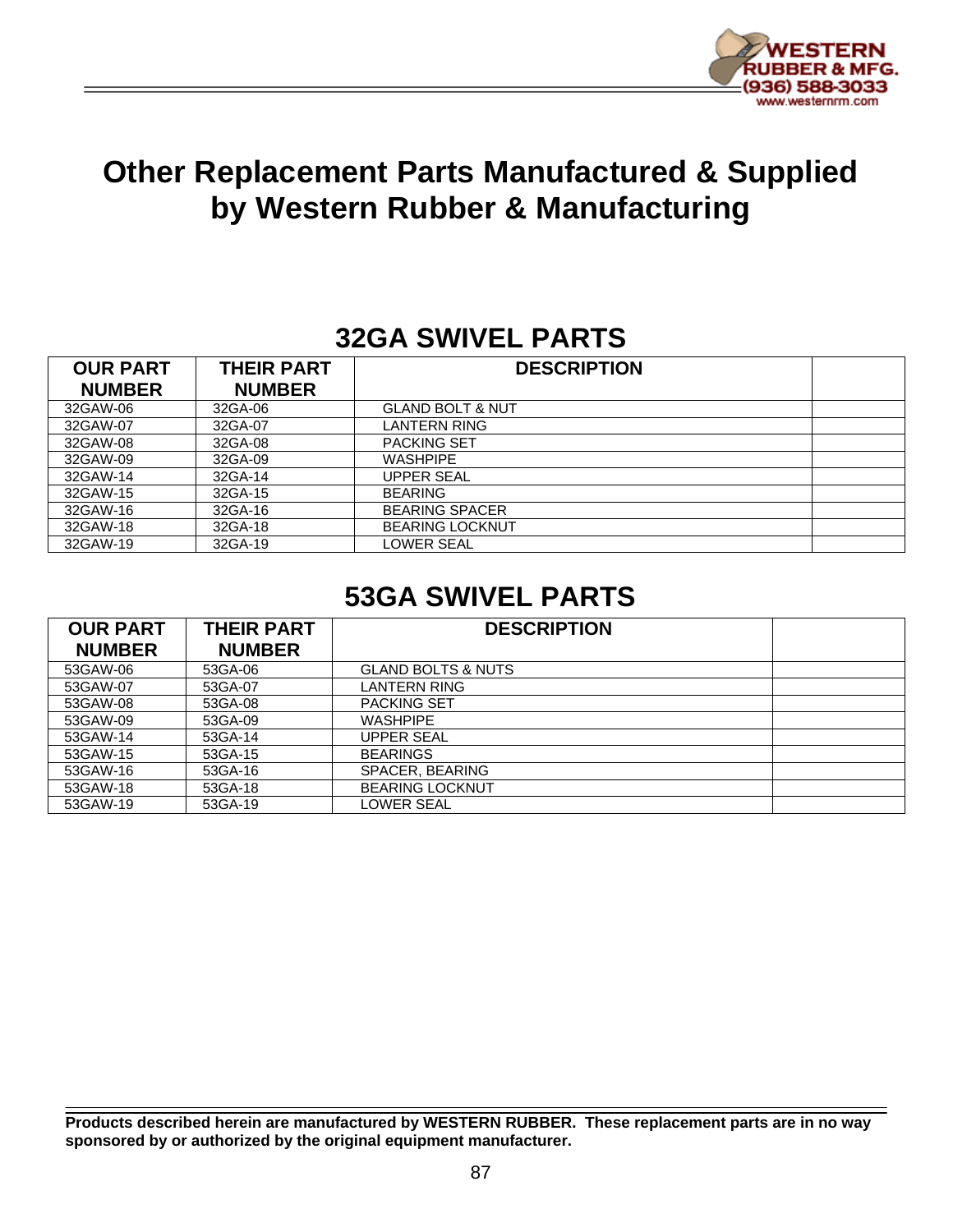# Other Replacement Parts Manufactured & Supplied by Western Rubber & Manufacturing

## 32GA SWIVEL PARTS

| OUR PART NUMBER | THEIR PART NUMBER | DESCRIPTION | |
|---|---|---|---|
| 32GAW-06 | 32GA-06 | GLAND BOLT & NUT | |
| 32GAW-07 | 32GA-07 | LANTERN RING | |
| 32GAW-08 | 32GA-08 | PACKING SET | |
| 32GAW-09 | 32GA-09 | WASHPIPE | |
| 32GAW-14 | 32GA-14 | UPPER SEAL | |
| 32GAW-15 | 32GA-15 | BEARING | |
| 32GAW-16 | 32GA-16 | BEARING SPACER | |
| 32GAW-18 | 32GA-18 | BEARING LOCKNUT | |
| 32GAW-19 | 32GA-19 | LOWER SEAL | |

## 53GA SWIVEL PARTS

| OUR PART NUMBER | THEIR PART NUMBER | DESCRIPTION | |
|---|---|---|---|
| 53GAW-06 | 53GA-06 | GLAND BOLTS & NUTS | |
| 53GAW-07 | 53GA-07 | LANTERN RING | |
| 53GAW-08 | 53GA-08 | PACKING SET | |
| 53GAW-09 | 53GA-09 | WASHPIPE | |
| 53GAW-14 | 53GA-14 | UPPER SEAL | |
| 53GAW-15 | 53GA-15 | BEARINGS | |
| 53GAW-16 | 53GA-16 | SPACER, BEARING | |
| 53GAW-18 | 53GA-18 | BEARING LOCKNUT | |
| 53GAW-19 | 53GA-19 | LOWER SEAL | |

**Products described herein are manufactured by WESTERN RUBBER. These replacement parts are in no way sponsored by or authorized by the original equipment manufacturer.**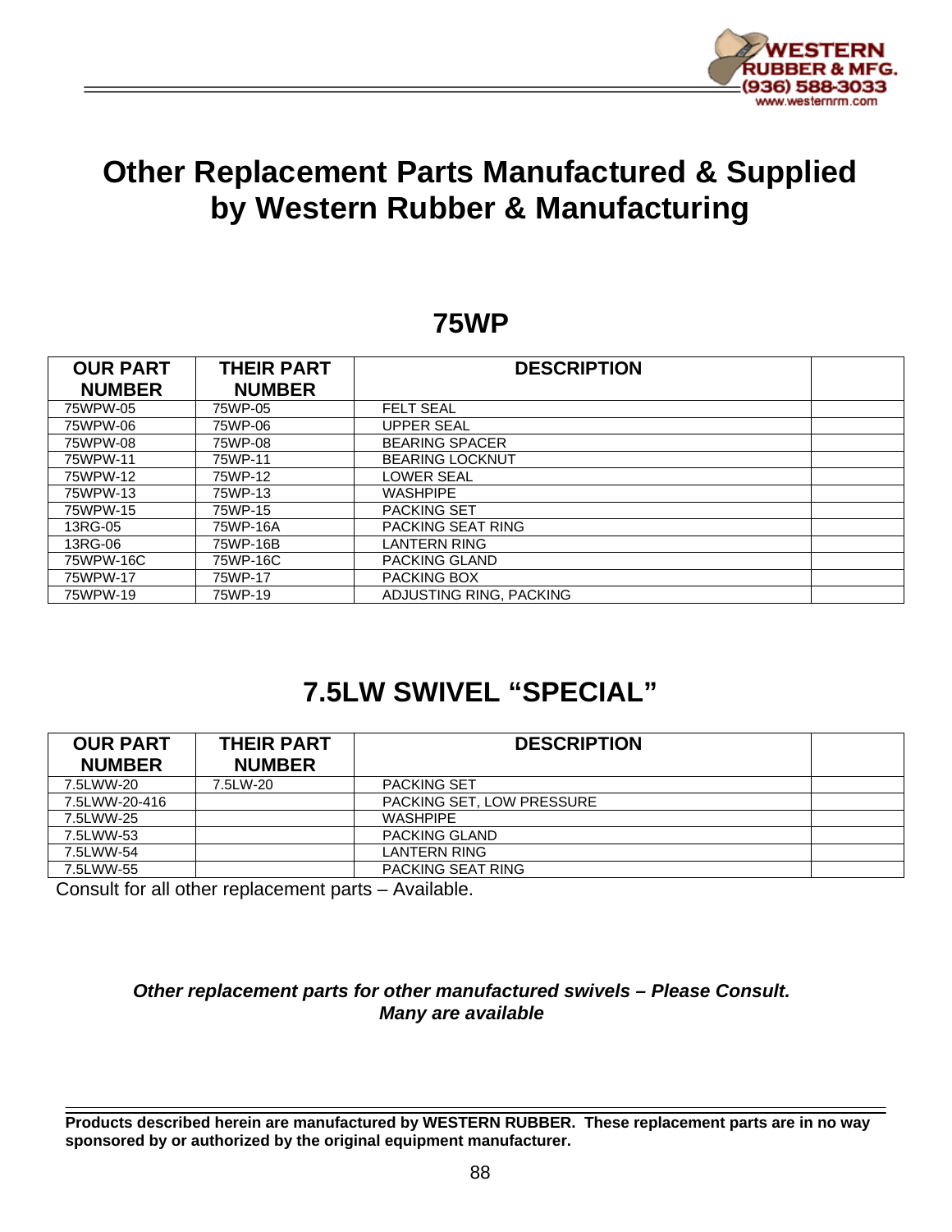# Other Replacement Parts Manufactured & Supplied by Western Rubber & Manufacturing

## 75WP

| OUR PART NUMBER | THEIR PART NUMBER | DESCRIPTION | |
|---|---|---|---|
| 75WPW-05 | 75WP-05 | FELT SEAL | |
| 75WPW-06 | 75WP-06 | UPPER SEAL | |
| 75WPW-08 | 75WP-08 | BEARING SPACER | |
| 75WPW-11 | 75WP-11 | BEARING LOCKNUT | |
| 75WPW-12 | 75WP-12 | LOWER SEAL | |
| 75WPW-13 | 75WP-13 | WASHPIPE | |
| 75WPW-15 | 75WP-15 | PACKING SET | |
| 13RG-05 | 75WP-16A | PACKING SEAT RING | |
| 13RG-06 | 75WP-16B | LANTERN RING | |
| 75WPW-16C | 75WP-16C | PACKING GLAND | |
| 75WPW-17 | 75WP-17 | PACKING BOX | |
| 75WPW-19 | 75WP-19 | ADJUSTING RING, PACKING | |

## 7.5LW SWIVEL "SPECIAL"

| OUR PART NUMBER | THEIR PART NUMBER | DESCRIPTION | |
|---|---|---|---|
| 7.5LWW-20 | 7.5LW-20 | PACKING SET | |
| 7.5LWW-20-416 | | PACKING SET, LOW PRESSURE | |
| 7.5LWW-25 | | WASHPIPE | |
| 7.5LWW-53 | | PACKING GLAND | |
| 7.5LWW-54 | | LANTERN RING | |
| 7.5LWW-55 | | PACKING SEAT RING | |

Consult for all other replacement parts – Available.

***Other replacement parts for other manufactured swivels – Please Consult. Many are available***

**Products described herein are manufactured by WESTERN RUBBER. These replacement parts are in no way sponsored by or authorized by the original equipment manufacturer.**